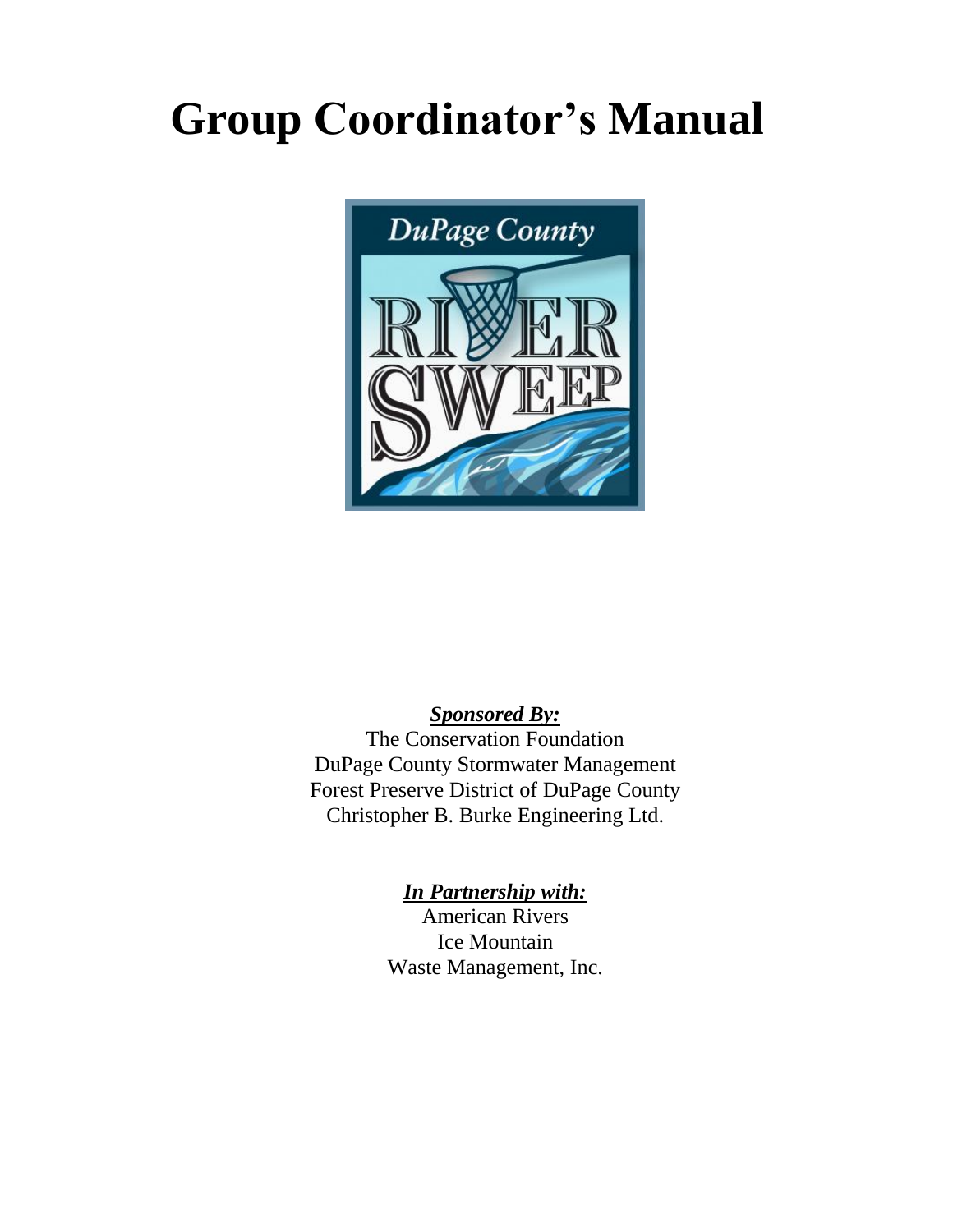# Group Coordinator's Manual

DuPage County

RIVER SWEEP

***Sponsored By:***

The Conservation Foundation
DuPage County Stormwater Management
Forest Preserve District of DuPage County
Christopher B. Burke Engineering Ltd.

***In Partnership with:***

American Rivers
Ice Mountain
Waste Management, Inc.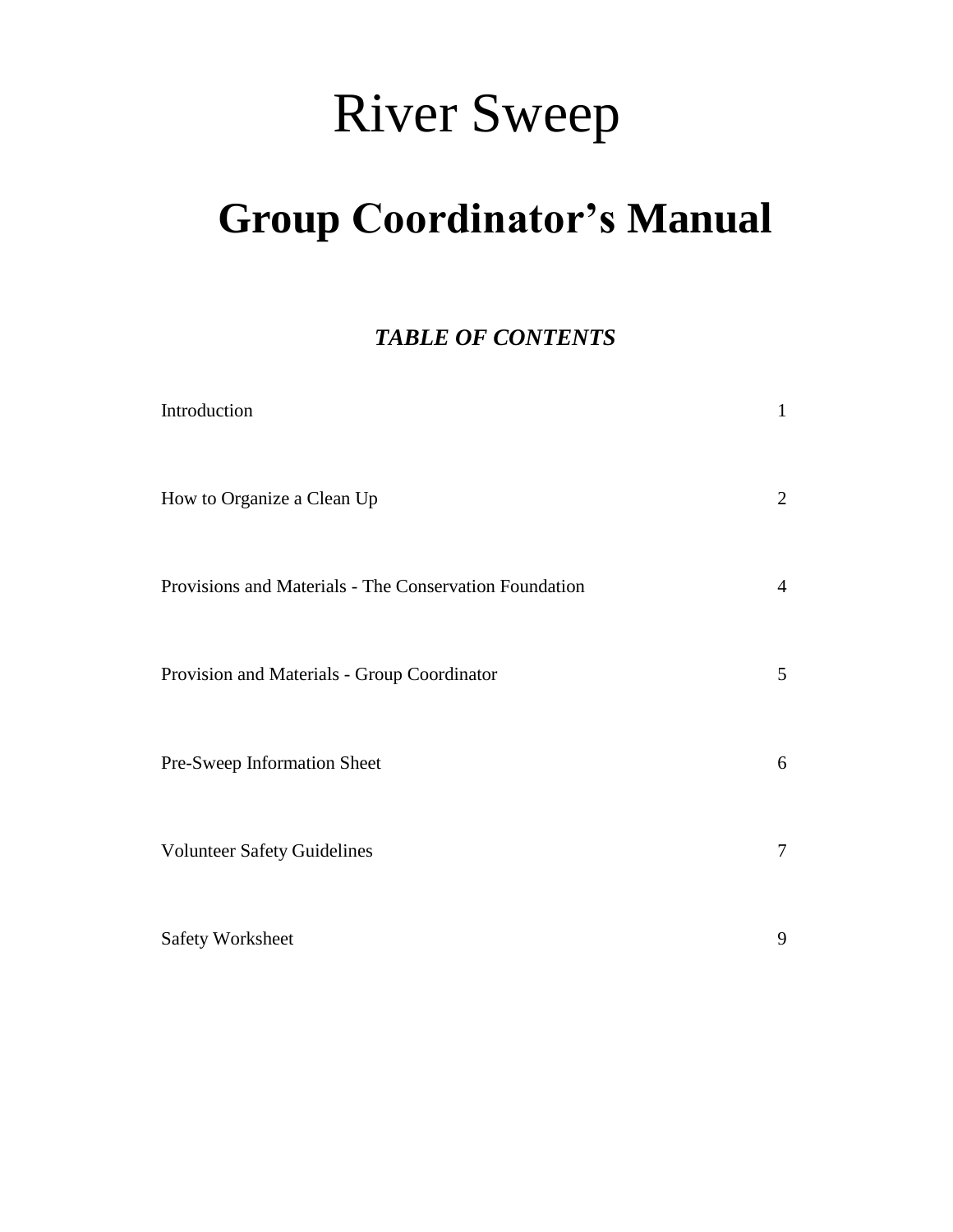# River Sweep

# Group Coordinator's Manual

### *TABLE OF CONTENTS*

| | |
|---|---|
| Introduction | 1 |
| How to Organize a Clean Up | 2 |
| Provisions and Materials - The Conservation Foundation | 4 |
| Provision and Materials - Group Coordinator | 5 |
| Pre-Sweep Information Sheet | 6 |
| Volunteer Safety Guidelines | 7 |
| Safety Worksheet | 9 |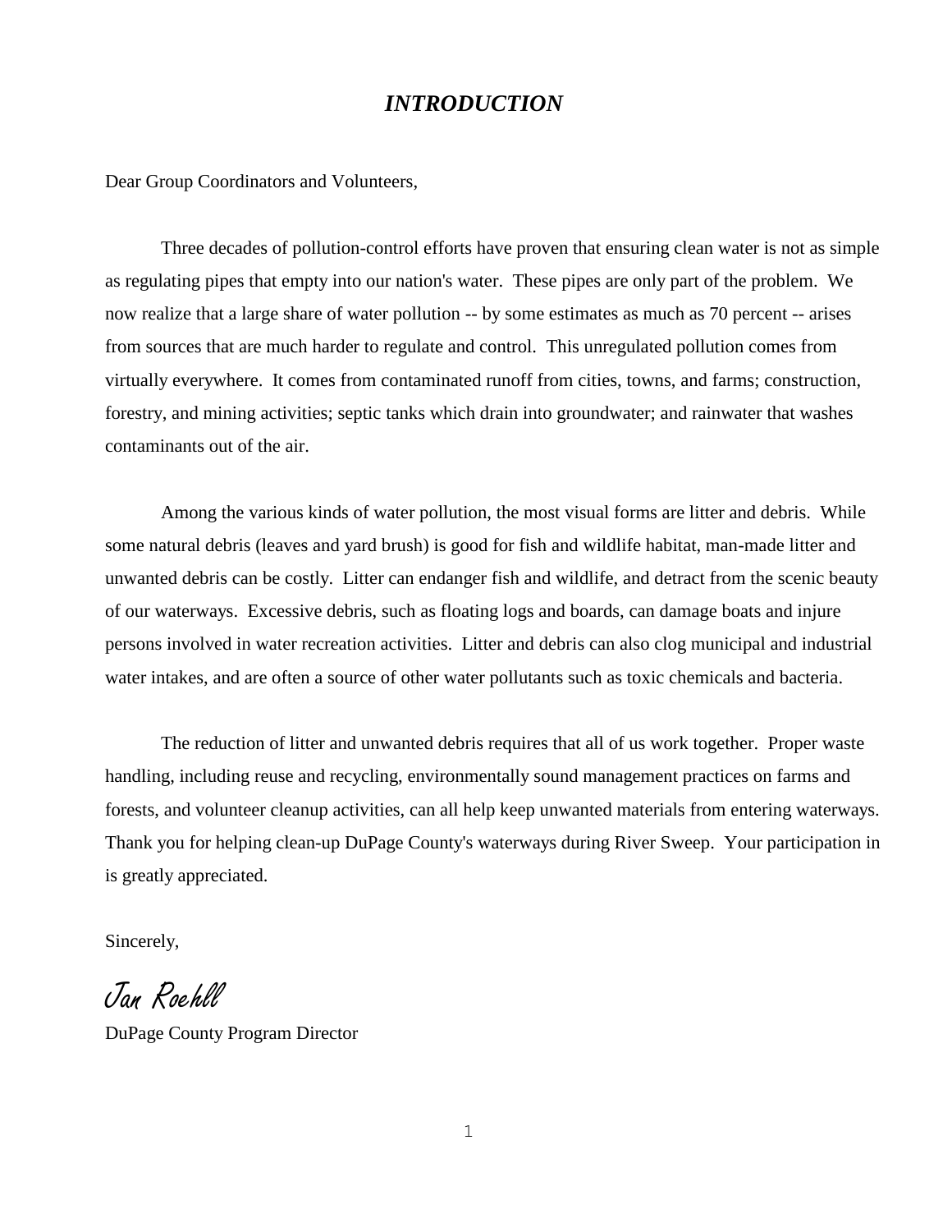# *INTRODUCTION*

Dear Group Coordinators and Volunteers,

Three decades of pollution-control efforts have proven that ensuring clean water is not as simple as regulating pipes that empty into our nation's water. These pipes are only part of the problem. We now realize that a large share of water pollution -- by some estimates as much as 70 percent -- arises from sources that are much harder to regulate and control. This unregulated pollution comes from virtually everywhere. It comes from contaminated runoff from cities, towns, and farms; construction, forestry, and mining activities; septic tanks which drain into groundwater; and rainwater that washes contaminants out of the air.

Among the various kinds of water pollution, the most visual forms are litter and debris. While some natural debris (leaves and yard brush) is good for fish and wildlife habitat, man-made litter and unwanted debris can be costly. Litter can endanger fish and wildlife, and detract from the scenic beauty of our waterways. Excessive debris, such as floating logs and boards, can damage boats and injure persons involved in water recreation activities. Litter and debris can also clog municipal and industrial water intakes, and are often a source of other water pollutants such as toxic chemicals and bacteria.

The reduction of litter and unwanted debris requires that all of us work together. Proper waste handling, including reuse and recycling, environmentally sound management practices on farms and forests, and volunteer cleanup activities, can all help keep unwanted materials from entering waterways. Thank you for helping clean-up DuPage County's waterways during River Sweep. Your participation in is greatly appreciated.

Sincerely,

*Jan Roehll*

DuPage County Program Director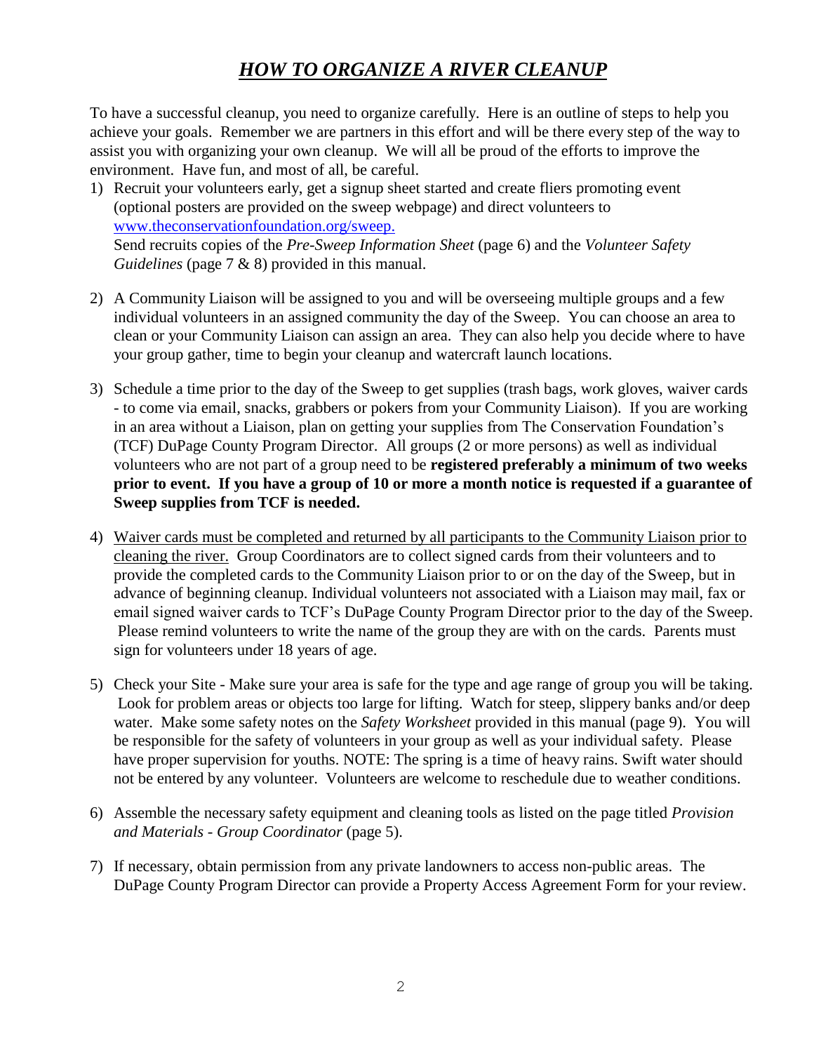# ***HOW TO ORGANIZE A RIVER CLEANUP***

To have a successful cleanup, you need to organize carefully. Here is an outline of steps to help you achieve your goals. Remember we are partners in this effort and will be there every step of the way to assist you with organizing your own cleanup. We will all be proud of the efforts to improve the environment. Have fun, and most of all, be careful.

1) Recruit your volunteers early, get a signup sheet started and create fliers promoting event (optional posters are provided on the sweep webpage) and direct volunteers to [www.theconservationfoundation.org/sweep.](www.theconservationfoundation.org/sweep)
   Send recruits copies of the *Pre-Sweep Information Sheet* (page 6) and the *Volunteer Safety Guidelines* (page 7 & 8) provided in this manual.

2) A Community Liaison will be assigned to you and will be overseeing multiple groups and a few individual volunteers in an assigned community the day of the Sweep. You can choose an area to clean or your Community Liaison can assign an area. They can also help you decide where to have your group gather, time to begin your cleanup and watercraft launch locations.

3) Schedule a time prior to the day of the Sweep to get supplies (trash bags, work gloves, waiver cards - to come via email, snacks, grabbers or pokers from your Community Liaison). If you are working in an area without a Liaison, plan on getting your supplies from The Conservation Foundation's (TCF) DuPage County Program Director. All groups (2 or more persons) as well as individual volunteers who are not part of a group need to be **registered preferably a minimum of two weeks prior to event. If you have a group of 10 or more a month notice is requested if a guarantee of Sweep supplies from TCF is needed.**

4) <u>Waiver cards must be completed and returned by all participants to the Community Liaison prior to cleaning the river.</u> Group Coordinators are to collect signed cards from their volunteers and to provide the completed cards to the Community Liaison prior to or on the day of the Sweep, but in advance of beginning cleanup. Individual volunteers not associated with a Liaison may mail, fax or email signed waiver cards to TCF's DuPage County Program Director prior to the day of the Sweep. Please remind volunteers to write the name of the group they are with on the cards. Parents must sign for volunteers under 18 years of age.

5) Check your Site - Make sure your area is safe for the type and age range of group you will be taking. Look for problem areas or objects too large for lifting. Watch for steep, slippery banks and/or deep water. Make some safety notes on the *Safety Worksheet* provided in this manual (page 9). You will be responsible for the safety of volunteers in your group as well as your individual safety. Please have proper supervision for youths. NOTE: The spring is a time of heavy rains. Swift water should not be entered by any volunteer. Volunteers are welcome to reschedule due to weather conditions.

6) Assemble the necessary safety equipment and cleaning tools as listed on the page titled *Provision and Materials - Group Coordinator* (page 5).

7) If necessary, obtain permission from any private landowners to access non-public areas. The DuPage County Program Director can provide a Property Access Agreement Form for your review.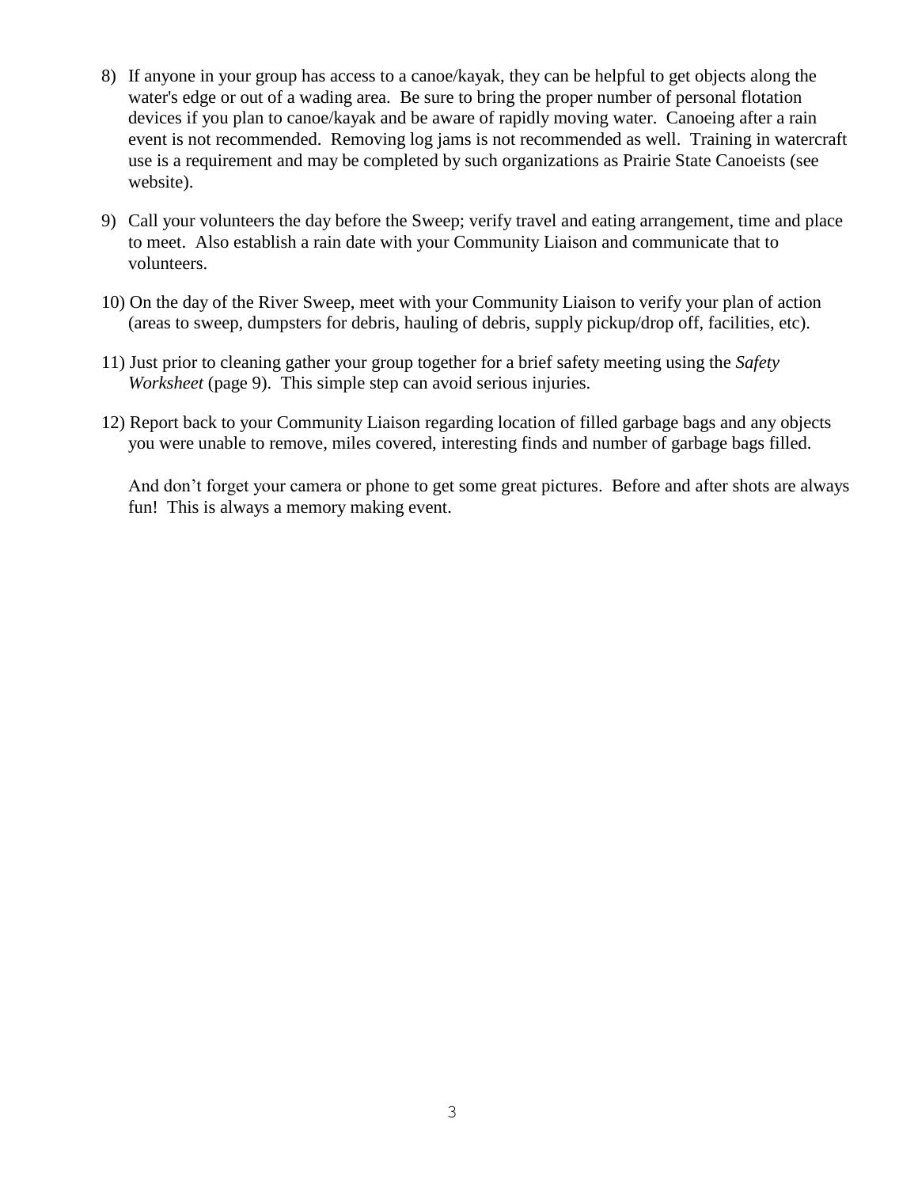8) If anyone in your group has access to a canoe/kayak, they can be helpful to get objects along the water's edge or out of a wading area. Be sure to bring the proper number of personal flotation devices if you plan to canoe/kayak and be aware of rapidly moving water. Canoeing after a rain event is not recommended. Removing log jams is not recommended as well. Training in watercraft use is a requirement and may be completed by such organizations as Prairie State Canoeists (see website).

9) Call your volunteers the day before the Sweep; verify travel and eating arrangement, time and place to meet. Also establish a rain date with your Community Liaison and communicate that to volunteers.

10) On the day of the River Sweep, meet with your Community Liaison to verify your plan of action (areas to sweep, dumpsters for debris, hauling of debris, supply pickup/drop off, facilities, etc).

11) Just prior to cleaning gather your group together for a brief safety meeting using the *Safety Worksheet* (page 9). This simple step can avoid serious injuries.

12) Report back to your Community Liaison regarding location of filled garbage bags and any objects you were unable to remove, miles covered, interesting finds and number of garbage bags filled.

And don't forget your camera or phone to get some great pictures. Before and after shots are always fun! This is always a memory making event.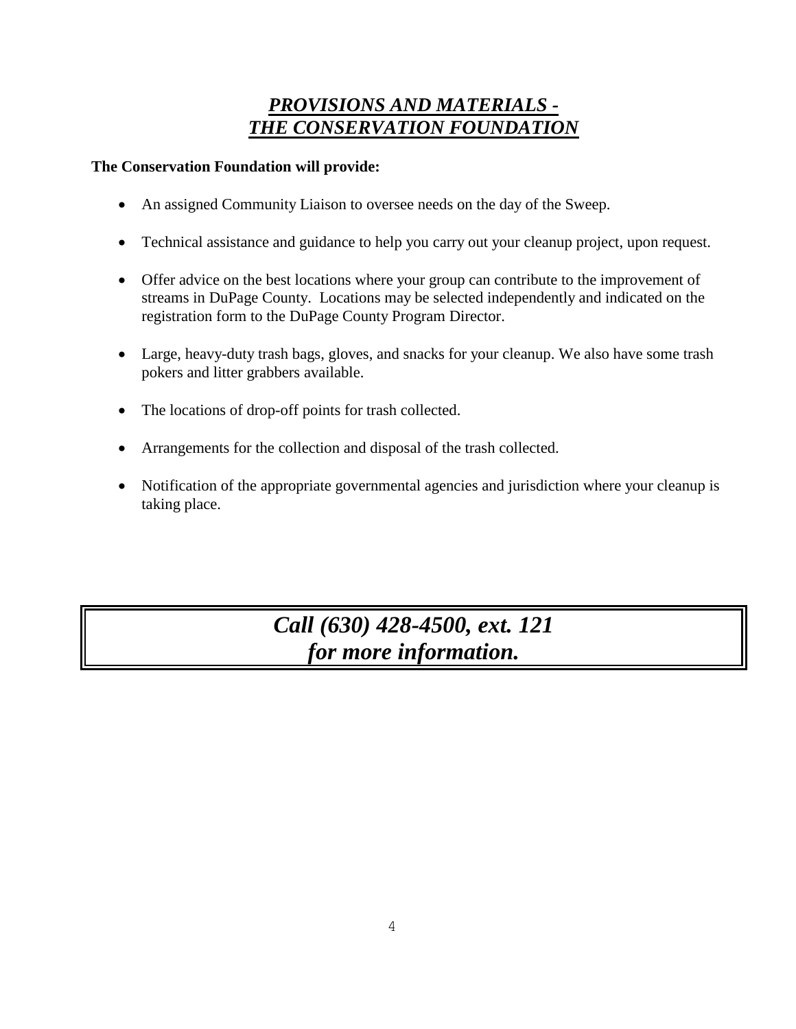## ***PROVISIONS AND MATERIALS - THE CONSERVATION FOUNDATION***

**The Conservation Foundation will provide:**

- An assigned Community Liaison to oversee needs on the day of the Sweep.
- Technical assistance and guidance to help you carry out your cleanup project, upon request.
- Offer advice on the best locations where your group can contribute to the improvement of streams in DuPage County. Locations may be selected independently and indicated on the registration form to the DuPage County Program Director.
- Large, heavy-duty trash bags, gloves, and snacks for your cleanup. We also have some trash pokers and litter grabbers available.
- The locations of drop-off points for trash collected.
- Arrangements for the collection and disposal of the trash collected.
- Notification of the appropriate governmental agencies and jurisdiction where your cleanup is taking place.

***Call (630) 428-4500, ext. 121 for more information.***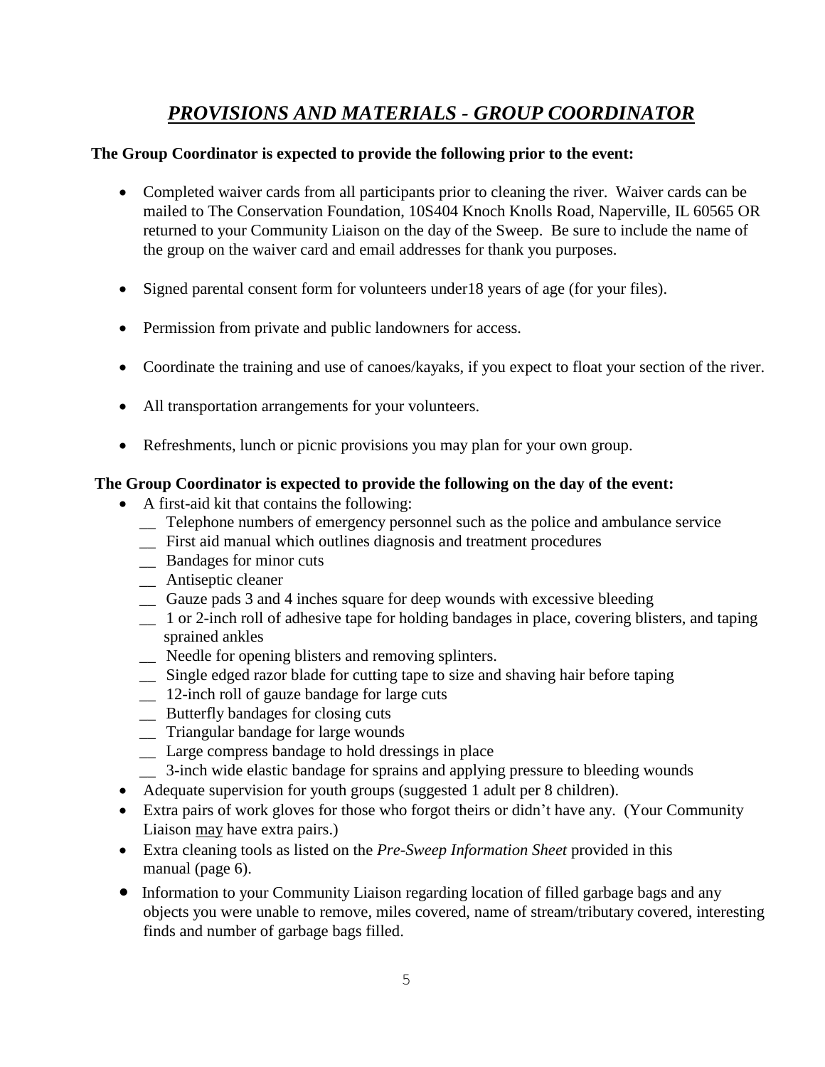# ***PROVISIONS AND MATERIALS - GROUP COORDINATOR***

**The Group Coordinator is expected to provide the following prior to the event:**

- Completed waiver cards from all participants prior to cleaning the river. Waiver cards can be mailed to The Conservation Foundation, 10S404 Knoch Knolls Road, Naperville, IL 60565 OR returned to your Community Liaison on the day of the Sweep. Be sure to include the name of the group on the waiver card and email addresses for thank you purposes.
- Signed parental consent form for volunteers under18 years of age (for your files).
- Permission from private and public landowners for access.
- Coordinate the training and use of canoes/kayaks, if you expect to float your section of the river.
- All transportation arrangements for your volunteers.
- Refreshments, lunch or picnic provisions you may plan for your own group.

**The Group Coordinator is expected to provide the following on the day of the event:**

- A first-aid kit that contains the following:
  - __ Telephone numbers of emergency personnel such as the police and ambulance service
  - __ First aid manual which outlines diagnosis and treatment procedures
  - __ Bandages for minor cuts
  - __ Antiseptic cleaner
  - __ Gauze pads 3 and 4 inches square for deep wounds with excessive bleeding
  - __ 1 or 2-inch roll of adhesive tape for holding bandages in place, covering blisters, and taping sprained ankles
  - __ Needle for opening blisters and removing splinters.
  - __ Single edged razor blade for cutting tape to size and shaving hair before taping
  - __ 12-inch roll of gauze bandage for large cuts
  - __ Butterfly bandages for closing cuts
  - __ Triangular bandage for large wounds
  - __ Large compress bandage to hold dressings in place
  - __ 3-inch wide elastic bandage for sprains and applying pressure to bleeding wounds
- Adequate supervision for youth groups (suggested 1 adult per 8 children).
- Extra pairs of work gloves for those who forgot theirs or didn't have any. (Your Community Liaison may have extra pairs.)
- Extra cleaning tools as listed on the *Pre-Sweep Information Sheet* provided in this manual (page 6).
- Information to your Community Liaison regarding location of filled garbage bags and any objects you were unable to remove, miles covered, name of stream/tributary covered, interesting finds and number of garbage bags filled.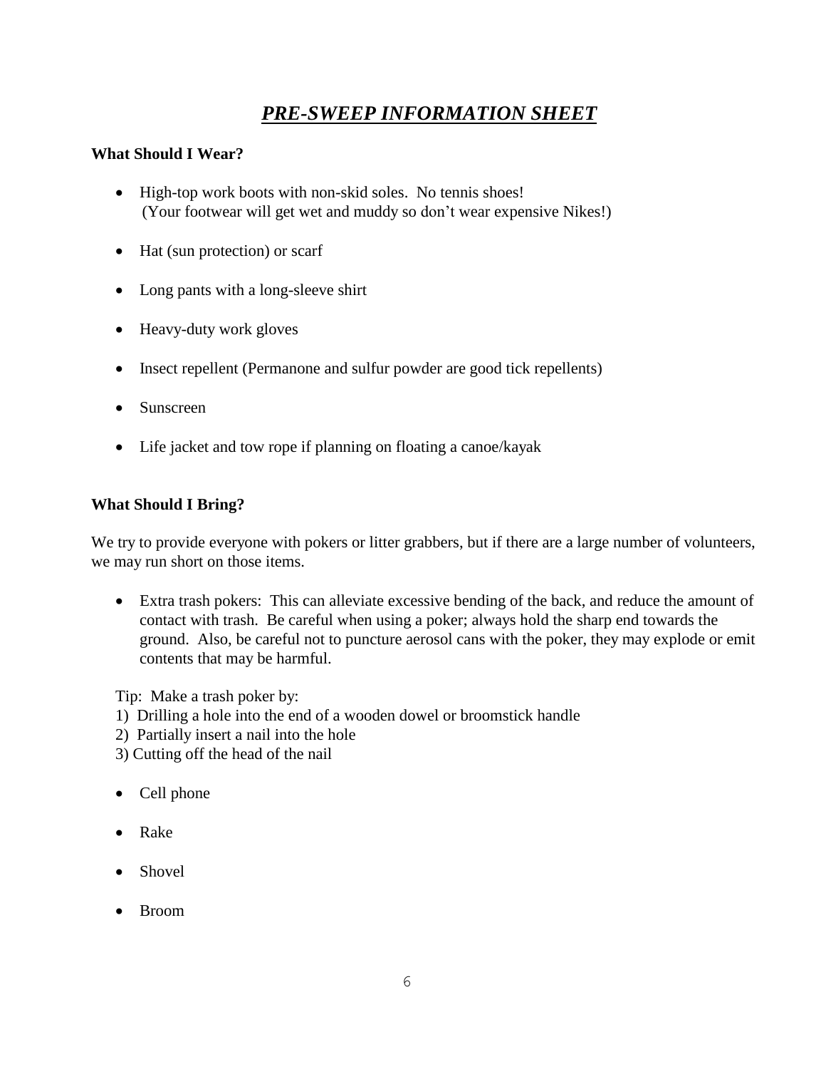# ***PRE-SWEEP INFORMATION SHEET***

**What Should I Wear?**

- High-top work boots with non-skid soles. No tennis shoes!
  (Your footwear will get wet and muddy so don't wear expensive Nikes!)
- Hat (sun protection) or scarf
- Long pants with a long-sleeve shirt
- Heavy-duty work gloves
- Insect repellent (Permanone and sulfur powder are good tick repellents)
- Sunscreen
- Life jacket and tow rope if planning on floating a canoe/kayak

**What Should I Bring?**

We try to provide everyone with pokers or litter grabbers, but if there are a large number of volunteers, we may run short on those items.

- Extra trash pokers: This can alleviate excessive bending of the back, and reduce the amount of contact with trash. Be careful when using a poker; always hold the sharp end towards the ground. Also, be careful not to puncture aerosol cans with the poker, they may explode or emit contents that may be harmful.

  Tip: Make a trash poker by:
  1) Drilling a hole into the end of a wooden dowel or broomstick handle
  2) Partially insert a nail into the hole
  3) Cutting off the head of the nail

- Cell phone
- Rake
- Shovel
- Broom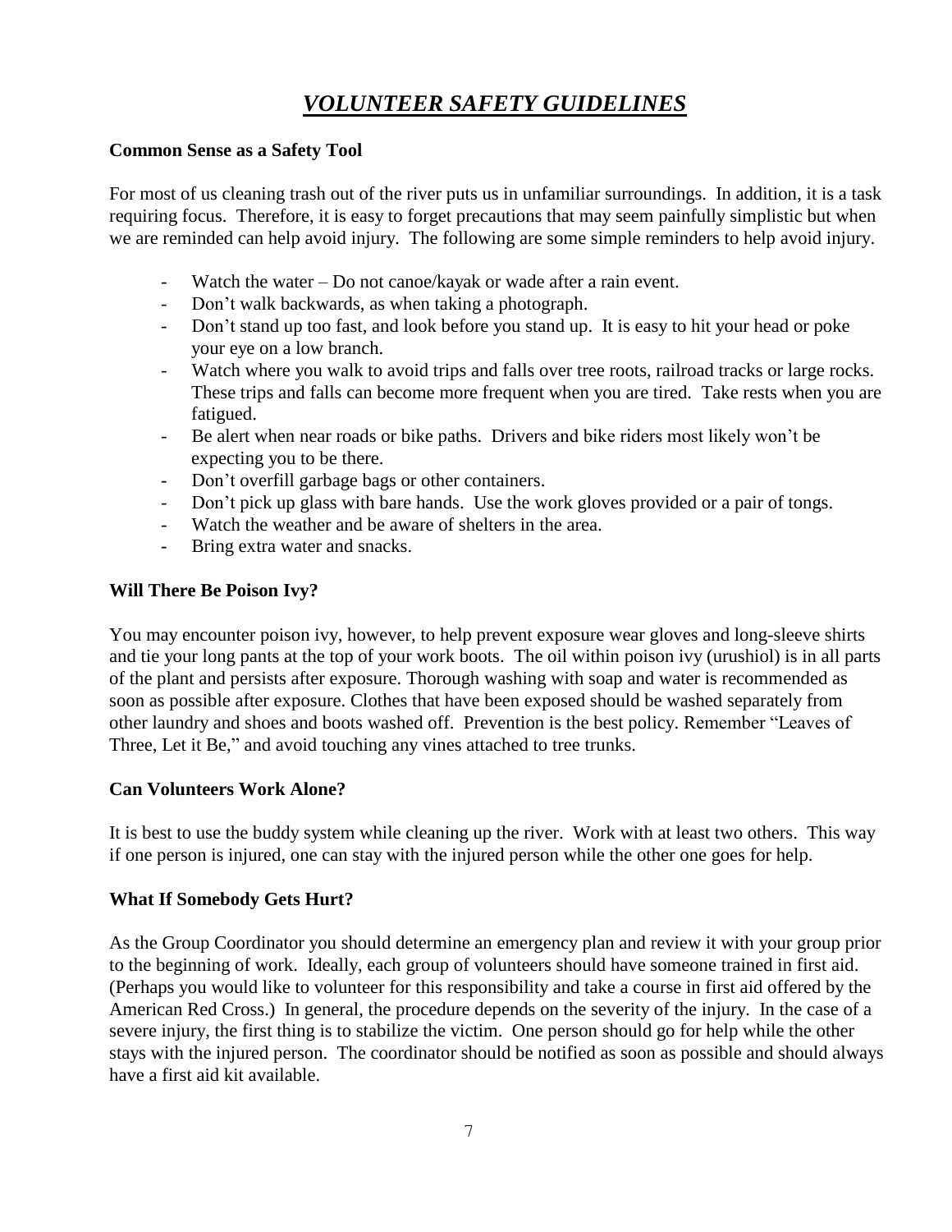# ***VOLUNTEER SAFETY GUIDELINES***

**Common Sense as a Safety Tool**

For most of us cleaning trash out of the river puts us in unfamiliar surroundings. In addition, it is a task requiring focus. Therefore, it is easy to forget precautions that may seem painfully simplistic but when we are reminded can help avoid injury. The following are some simple reminders to help avoid injury.

- Watch the water – Do not canoe/kayak or wade after a rain event.
- Don't walk backwards, as when taking a photograph.
- Don't stand up too fast, and look before you stand up. It is easy to hit your head or poke your eye on a low branch.
- Watch where you walk to avoid trips and falls over tree roots, railroad tracks or large rocks. These trips and falls can become more frequent when you are tired. Take rests when you are fatigued.
- Be alert when near roads or bike paths. Drivers and bike riders most likely won't be expecting you to be there.
- Don't overfill garbage bags or other containers.
- Don't pick up glass with bare hands. Use the work gloves provided or a pair of tongs.
- Watch the weather and be aware of shelters in the area.
- Bring extra water and snacks.

**Will There Be Poison Ivy?**

You may encounter poison ivy, however, to help prevent exposure wear gloves and long-sleeve shirts and tie your long pants at the top of your work boots. The oil within poison ivy (urushiol) is in all parts of the plant and persists after exposure. Thorough washing with soap and water is recommended as soon as possible after exposure. Clothes that have been exposed should be washed separately from other laundry and shoes and boots washed off. Prevention is the best policy. Remember "Leaves of Three, Let it Be," and avoid touching any vines attached to tree trunks.

**Can Volunteers Work Alone?**

It is best to use the buddy system while cleaning up the river. Work with at least two others. This way if one person is injured, one can stay with the injured person while the other one goes for help.

**What If Somebody Gets Hurt?**

As the Group Coordinator you should determine an emergency plan and review it with your group prior to the beginning of work. Ideally, each group of volunteers should have someone trained in first aid. (Perhaps you would like to volunteer for this responsibility and take a course in first aid offered by the American Red Cross.) In general, the procedure depends on the severity of the injury. In the case of a severe injury, the first thing is to stabilize the victim. One person should go for help while the other stays with the injured person. The coordinator should be notified as soon as possible and should always have a first aid kit available.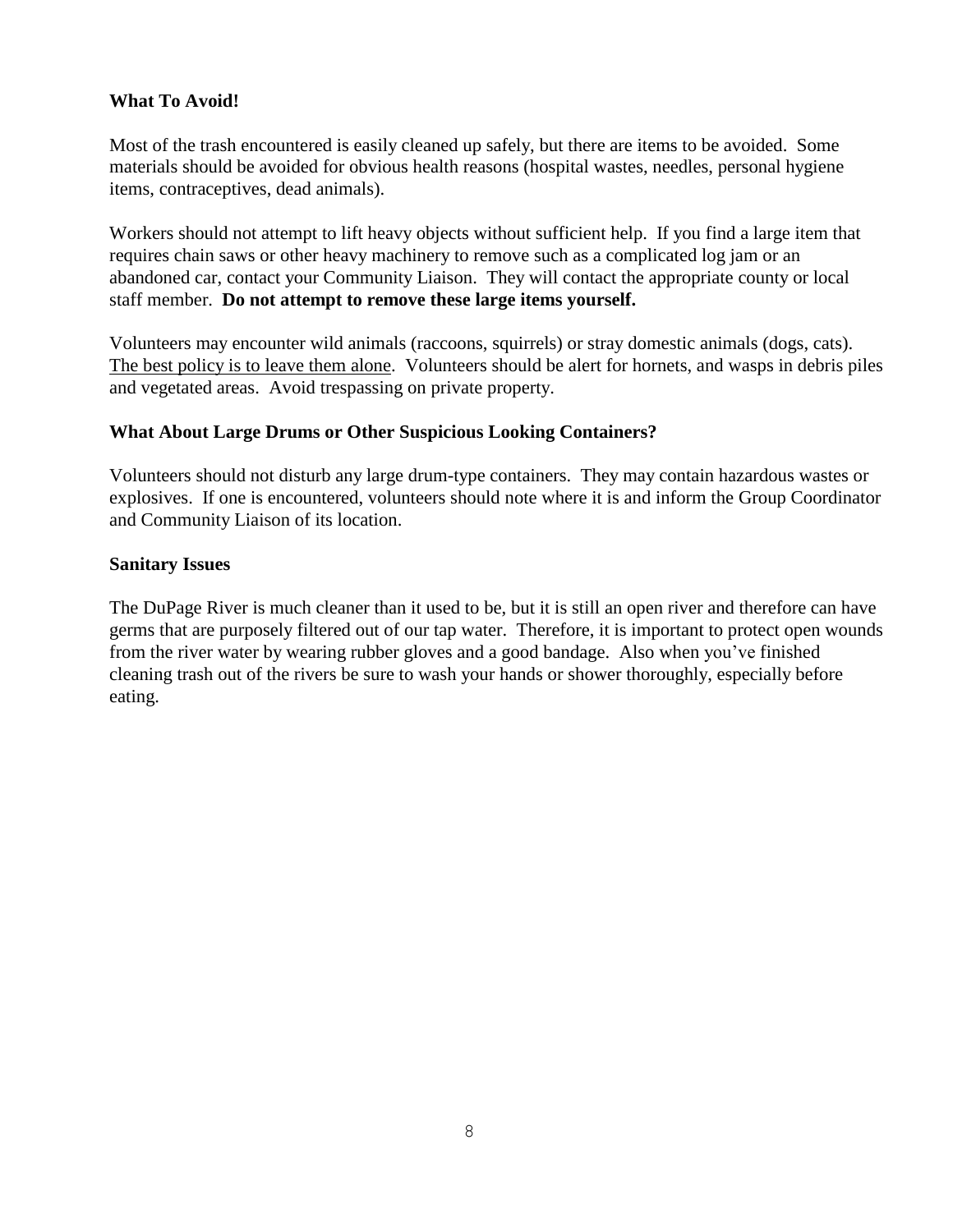**What To Avoid!**

Most of the trash encountered is easily cleaned up safely, but there are items to be avoided. Some materials should be avoided for obvious health reasons (hospital wastes, needles, personal hygiene items, contraceptives, dead animals).

Workers should not attempt to lift heavy objects without sufficient help. If you find a large item that requires chain saws or other heavy machinery to remove such as a complicated log jam or an abandoned car, contact your Community Liaison. They will contact the appropriate county or local staff member. **Do not attempt to remove these large items yourself.**

Volunteers may encounter wild animals (raccoons, squirrels) or stray domestic animals (dogs, cats). <u>The best policy is to leave them alone</u>. Volunteers should be alert for hornets, and wasps in debris piles and vegetated areas. Avoid trespassing on private property.

**What About Large Drums or Other Suspicious Looking Containers?**

Volunteers should not disturb any large drum-type containers. They may contain hazardous wastes or explosives. If one is encountered, volunteers should note where it is and inform the Group Coordinator and Community Liaison of its location.

**Sanitary Issues**

The DuPage River is much cleaner than it used to be, but it is still an open river and therefore can have germs that are purposely filtered out of our tap water. Therefore, it is important to protect open wounds from the river water by wearing rubber gloves and a good bandage. Also when you've finished cleaning trash out of the rivers be sure to wash your hands or shower thoroughly, especially before eating.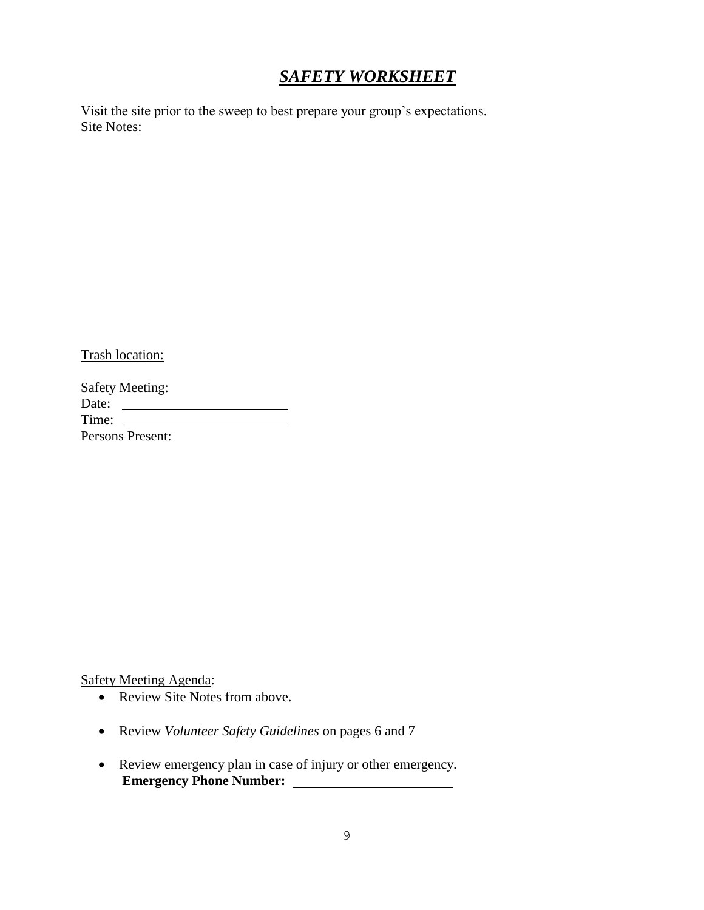# ***SAFETY WORKSHEET***

Visit the site prior to the sweep to best prepare your group's expectations.

Site Notes:

Trash location:

Safety Meeting:

Date: \_\_\_\_\_\_\_\_\_\_\_\_\_\_\_\_\_\_\_\_

Time: \_\_\_\_\_\_\_\_\_\_\_\_\_\_\_\_\_\_\_\_

Persons Present:

Safety Meeting Agenda:

- Review Site Notes from above.
- Review *Volunteer Safety Guidelines* on pages 6 and 7
- Review emergency plan in case of injury or other emergency.
  **Emergency Phone Number:** \_\_\_\_\_\_\_\_\_\_\_\_\_\_\_\_\_\_\_\_